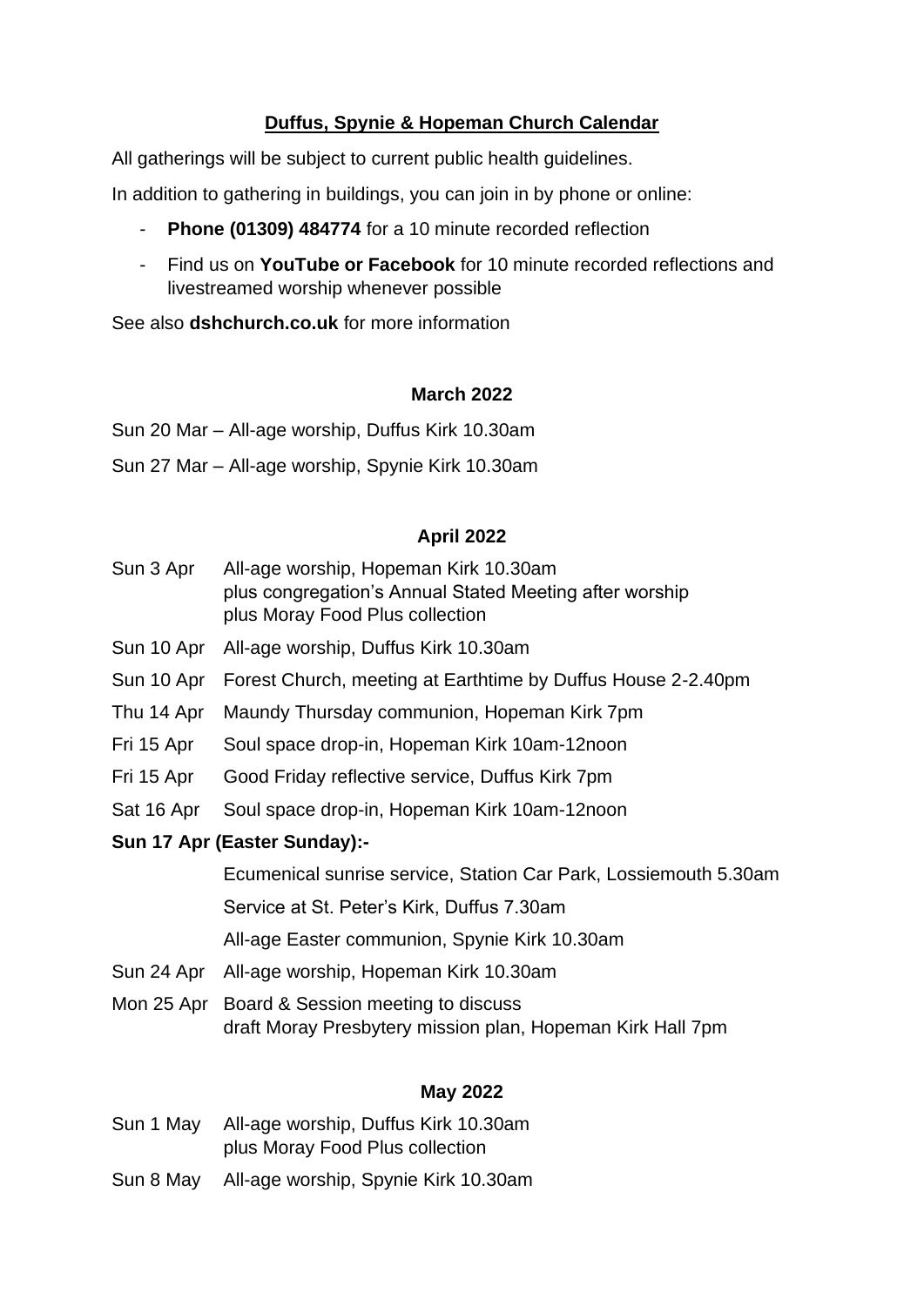## Duffus, Spynie & Hopeman Church Calendar

All gatherings will be subject to current public health guidelines.

In addition to gathering in buildings, you can join in by phone or online:

- **Phone (01309) 484774** for a 10 minute recorded reflection
- Find us on **YouTube or Facebook** for 10 minute recorded reflections and livestreamed worship whenever possible

See also **dshchurch.co.uk** for more information

### March 2022

Sun 20 Mar – All-age worship, Duffus Kirk 10.30am

Sun 27 Mar – All-age worship, Spynie Kirk 10.30am

### April 2022

Sun 3 Apr – All-age worship, Hopeman Kirk 10.30am
plus congregation's Annual Stated Meeting after worship
plus Moray Food Plus collection

Sun 10 Apr – All-age worship, Duffus Kirk 10.30am

Sun 10 Apr – Forest Church, meeting at Earthtime by Duffus House 2-2.40pm

Thu 14 Apr – Maundy Thursday communion, Hopeman Kirk 7pm

Fri 15 Apr – Soul space drop-in, Hopeman Kirk 10am-12noon

Fri 15 Apr – Good Friday reflective service, Duffus Kirk 7pm

Sat 16 Apr – Soul space drop-in, Hopeman Kirk 10am-12noon

**Sun 17 Apr (Easter Sunday):-**

Ecumenical sunrise service, Station Car Park, Lossiemouth 5.30am

Service at St. Peter's Kirk, Duffus 7.30am

All-age Easter communion, Spynie Kirk 10.30am

Sun 24 Apr – All-age worship, Hopeman Kirk 10.30am

Mon 25 Apr – Board & Session meeting to discuss
draft Moray Presbytery mission plan, Hopeman Kirk Hall 7pm

### May 2022

Sun 1 May – All-age worship, Duffus Kirk 10.30am
plus Moray Food Plus collection

Sun 8 May – All-age worship, Spynie Kirk 10.30am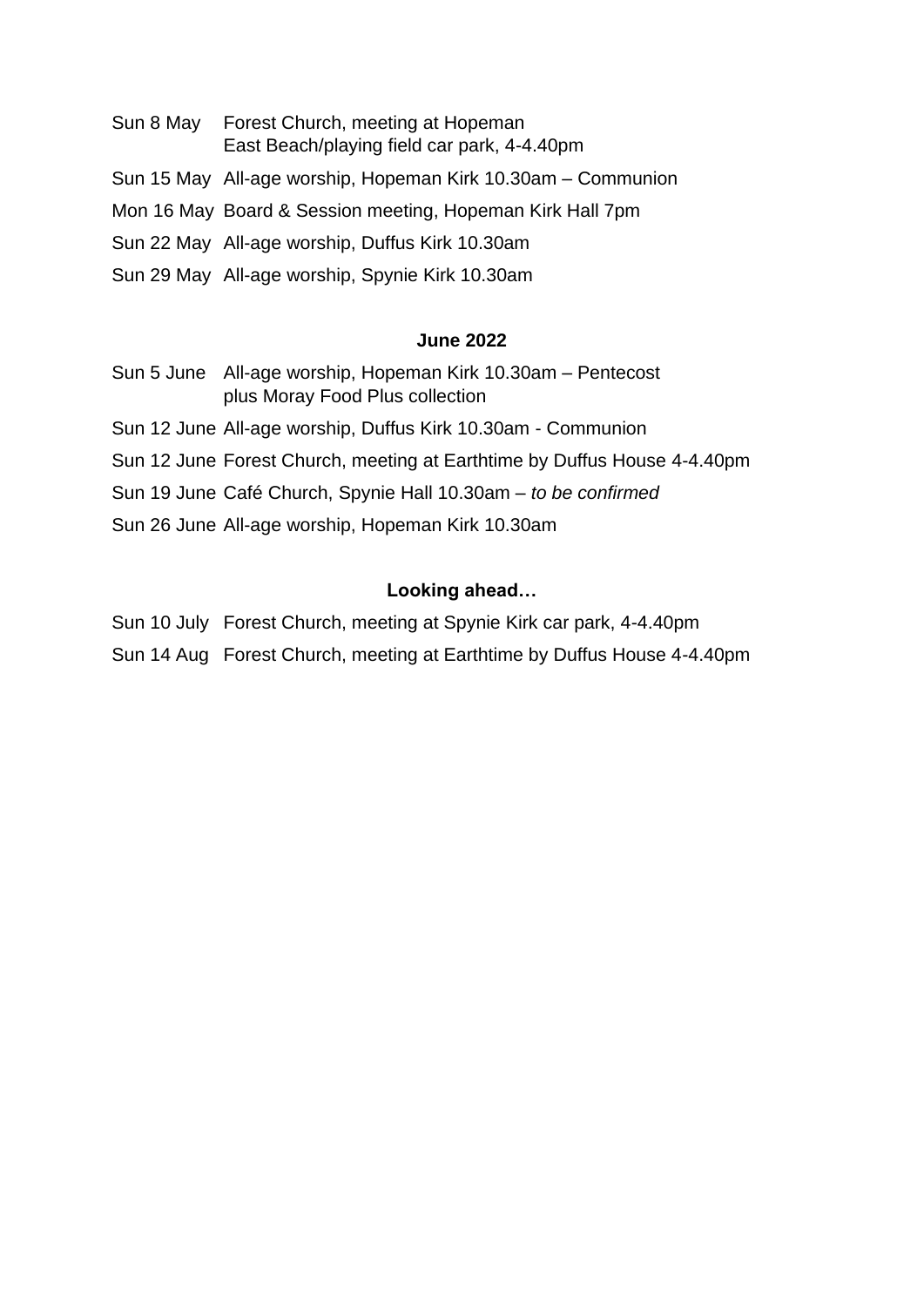| | |
|---|---|
| Sun 8 May | Forest Church, meeting at Hopeman East Beach/playing field car park, 4-4.40pm |
| Sun 15 May | All-age worship, Hopeman Kirk 10.30am – Communion |
| Mon 16 May | Board & Session meeting, Hopeman Kirk Hall 7pm |
| Sun 22 May | All-age worship, Duffus Kirk 10.30am |
| Sun 29 May | All-age worship, Spynie Kirk 10.30am |

**June 2022**

| | |
|---|---|
| Sun 5 June | All-age worship, Hopeman Kirk 10.30am – Pentecost plus Moray Food Plus collection |
| Sun 12 June | All-age worship, Duffus Kirk 10.30am - Communion |
| Sun 12 June | Forest Church, meeting at Earthtime by Duffus House 4-4.40pm |
| Sun 19 June | Café Church, Spynie Hall 10.30am – *to be confirmed* |
| Sun 26 June | All-age worship, Hopeman Kirk 10.30am |

**Looking ahead…**

| | |
|---|---|
| Sun 10 July | Forest Church, meeting at Spynie Kirk car park, 4-4.40pm |
| Sun 14 Aug | Forest Church, meeting at Earthtime by Duffus House 4-4.40pm |